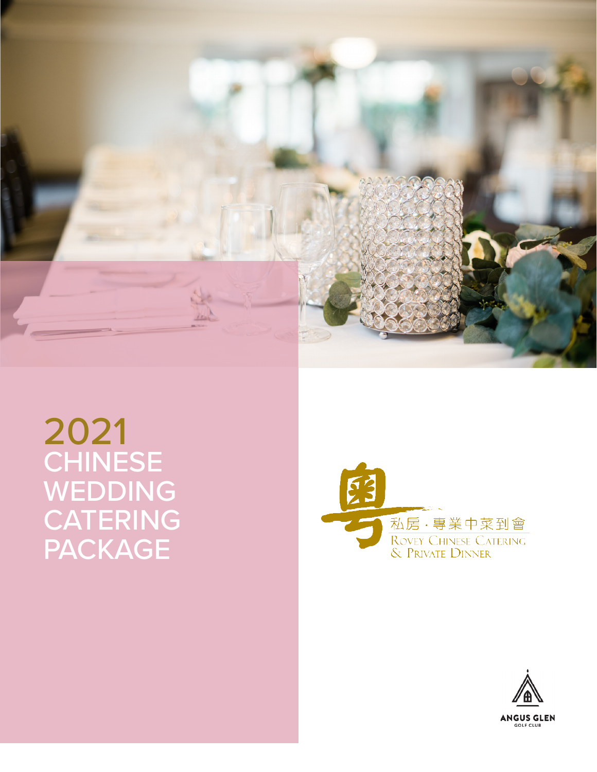# 2021 CHINESE WEDDING CATERING PACKAGE

粵

私房 · 專業中菜到會

Rovey Chinese Catering & Private Dinner

ANGUS GLEN GOLF CLUB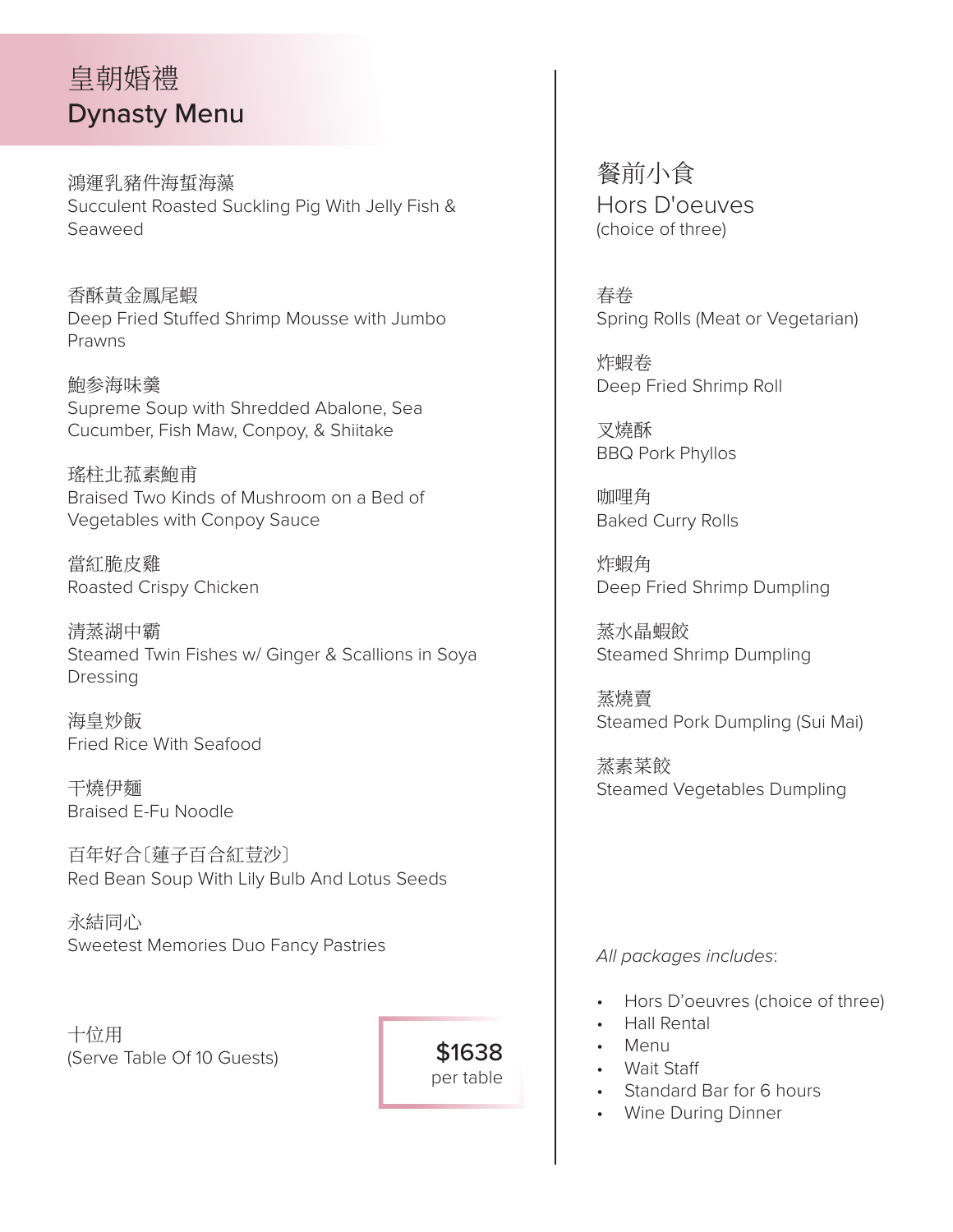# 皇朝婚禮
# Dynasty Menu

鴻運乳豬件海蜇海藻
Succulent Roasted Suckling Pig With Jelly Fish & Seaweed

香酥黃金鳳尾蝦
Deep Fried Stuffed Shrimp Mousse with Jumbo Prawns

鮑参海味羹
Supreme Soup with Shredded Abalone, Sea Cucumber, Fish Maw, Conpoy, & Shiitake

瑤柱北菰素鮑甫
Braised Two Kinds of Mushroom on a Bed of Vegetables with Conpoy Sauce

當紅脆皮雞
Roasted Crispy Chicken

清蒸湖中霸
Steamed Twin Fishes w/ Ginger & Scallions in Soya Dressing

海皇炒飯
Fried Rice With Seafood

干燒伊麵
Braised E-Fu Noodle

百年好合〔蓮子百合紅荳沙〕
Red Bean Soup With Lily Bulb And Lotus Seeds

永結同心
Sweetest Memories Duo Fancy Pastries

十位用
(Serve Table Of 10 Guests)

**$1638**
per table

## 餐前小食
## Hors D'oeuves
(choice of three)

春卷
Spring Rolls (Meat or Vegetarian)

炸蝦卷
Deep Fried Shrimp Roll

叉燒酥
BBQ Pork Phyllos

咖哩角
Baked Curry Rolls

炸蝦角
Deep Fried Shrimp Dumpling

蒸水晶蝦餃
Steamed Shrimp Dumpling

蒸燒賣
Steamed Pork Dumpling (Sui Mai)

蒸素菜餃
Steamed Vegetables Dumpling

*All packages includes*:

- Hors D'oeuvres (choice of three)
- Hall Rental
- Menu
- Wait Staff
- Standard Bar for 6 hours
- Wine During Dinner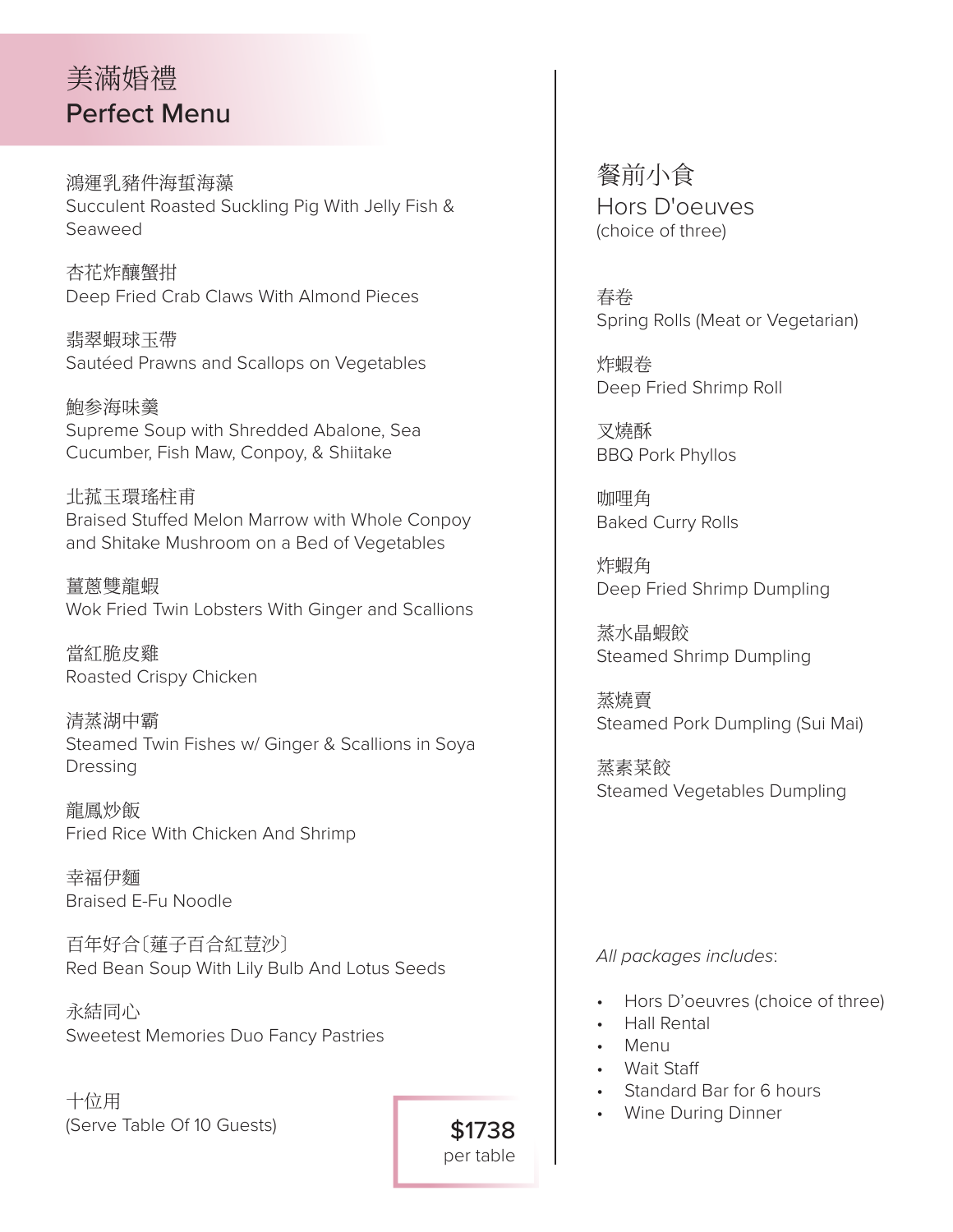# 美滿婚禮
# Perfect Menu

鴻運乳豬件海蜇海藻
Succulent Roasted Suckling Pig With Jelly Fish & Seaweed

杏花炸釀蟹拑
Deep Fried Crab Claws With Almond Pieces

翡翠蝦球玉帶
Sautéed Prawns and Scallops on Vegetables

鮑參海味羹
Supreme Soup with Shredded Abalone, Sea Cucumber, Fish Maw, Conpoy, & Shiitake

北菰玉環瑤柱甫
Braised Stuffed Melon Marrow with Whole Conpoy and Shitake Mushroom on a Bed of Vegetables

薑蔥雙龍蝦
Wok Fried Twin Lobsters With Ginger and Scallions

當紅脆皮雞
Roasted Crispy Chicken

清蒸湖中霸
Steamed Twin Fishes w/ Ginger & Scallions in Soya Dressing

龍鳳炒飯
Fried Rice With Chicken And Shrimp

幸福伊麵
Braised E-Fu Noodle

百年好合〔蓮子百合紅荳沙〕
Red Bean Soup With Lily Bulb And Lotus Seeds

永結同心
Sweetest Memories Duo Fancy Pastries

十位用
(Serve Table Of 10 Guests)

**$1738**
per table

## 餐前小食
## Hors D'oeuves
(choice of three)

春卷
Spring Rolls (Meat or Vegetarian)

炸蝦卷
Deep Fried Shrimp Roll

叉燒酥
BBQ Pork Phyllos

咖哩角
Baked Curry Rolls

炸蝦角
Deep Fried Shrimp Dumpling

蒸水晶蝦餃
Steamed Shrimp Dumpling

蒸燒賣
Steamed Pork Dumpling (Sui Mai)

蒸素菜餃
Steamed Vegetables Dumpling

*All packages includes*:

- Hors D'oeuvres (choice of three)
- Hall Rental
- Menu
- Wait Staff
- Standard Bar for 6 hours
- Wine During Dinner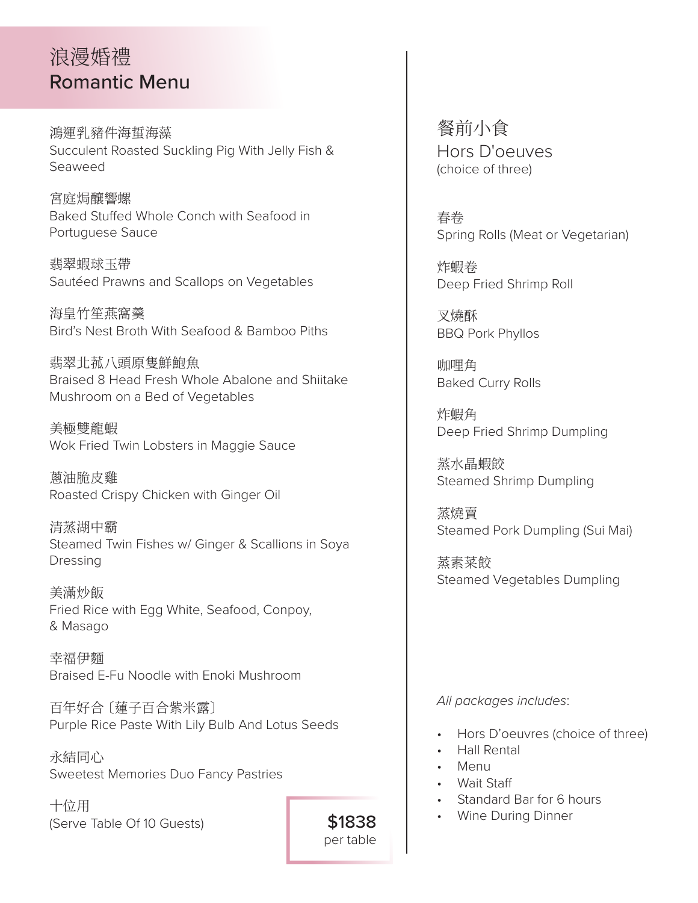# 浪漫婚禮
# Romantic Menu

鴻運乳豬件海蜇海藻
Succulent Roasted Suckling Pig With Jelly Fish & Seaweed

宮庭焗釀響螺
Baked Stuffed Whole Conch with Seafood in Portuguese Sauce

翡翠蝦球玉帶
Sautéed Prawns and Scallops on Vegetables

海皇竹笙燕窩羹
Bird's Nest Broth With Seafood & Bamboo Piths

翡翠北菰八頭原隻鮮鮑魚
Braised 8 Head Fresh Whole Abalone and Shiitake Mushroom on a Bed of Vegetables

美極雙龍蝦
Wok Fried Twin Lobsters in Maggie Sauce

蔥油脆皮雞
Roasted Crispy Chicken with Ginger Oil

清蒸湖中霸
Steamed Twin Fishes w/ Ginger & Scallions in Soya Dressing

美滿炒飯
Fried Rice with Egg White, Seafood, Conpoy, & Masago

幸福伊麵
Braised E-Fu Noodle with Enoki Mushroom

百年好合〔蓮子百合紫米露〕
Purple Rice Paste With Lily Bulb And Lotus Seeds

永結同心
Sweetest Memories Duo Fancy Pastries

十位用
(Serve Table Of 10 Guests)

**$1838**
per table

## 餐前小食
## Hors D'oeuves
(choice of three)

春卷
Spring Rolls (Meat or Vegetarian)

炸蝦卷
Deep Fried Shrimp Roll

叉燒酥
BBQ Pork Phyllos

咖哩角
Baked Curry Rolls

炸蝦角
Deep Fried Shrimp Dumpling

蒸水晶蝦餃
Steamed Shrimp Dumpling

蒸燒賣
Steamed Pork Dumpling (Sui Mai)

蒸素菜餃
Steamed Vegetables Dumpling

*All packages includes*:

- Hors D'oeuvres (choice of three)
- Hall Rental
- Menu
- Wait Staff
- Standard Bar for 6 hours
- Wine During Dinner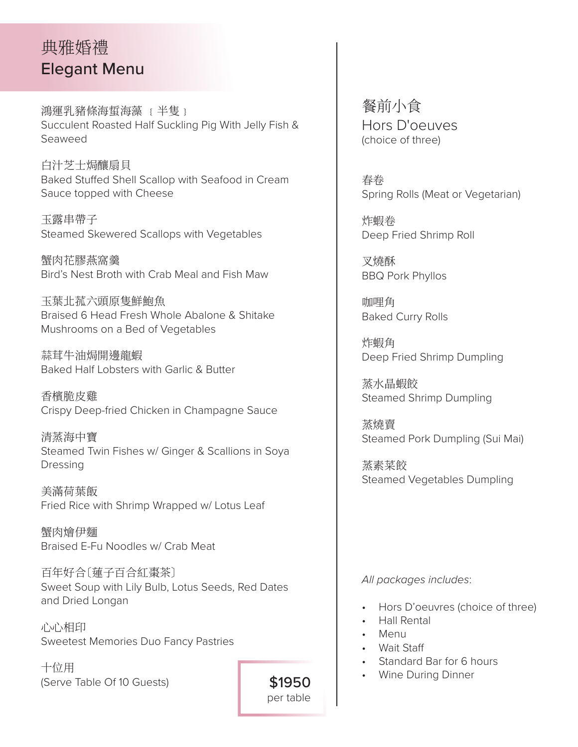# 典雅婚禮
# Elegant Menu

鴻運乳豬條海蜇海藻 ｛半隻｝
Succulent Roasted Half Suckling Pig With Jelly Fish & Seaweed

白汁芝士焗釀扇貝
Baked Stuffed Shell Scallop with Seafood in Cream Sauce topped with Cheese

玉露串帶子
Steamed Skewered Scallops with Vegetables

蟹肉花膠燕窩羹
Bird's Nest Broth with Crab Meal and Fish Maw

玉葉北菰六頭原隻鮮鮑魚
Braised 6 Head Fresh Whole Abalone & Shitake Mushrooms on a Bed of Vegetables

蒜茸牛油焗開邊龍蝦
Baked Half Lobsters with Garlic & Butter

香檳脆皮雞
Crispy Deep-fried Chicken in Champagne Sauce

清蒸海中寶
Steamed Twin Fishes w/ Ginger & Scallions in Soya Dressing

美滿荷葉飯
Fried Rice with Shrimp Wrapped w/ Lotus Leaf

蟹肉燴伊麵
Braised E-Fu Noodles w/ Crab Meat

百年好合〔蓮子百合紅棗茶〕
Sweet Soup with Lily Bulb, Lotus Seeds, Red Dates and Dried Longan

心心相印
Sweetest Memories Duo Fancy Pastries

十位用
(Serve Table Of 10 Guests)

**$1950**
per table

## 餐前小食
## Hors D'oeuves
(choice of three)

春卷
Spring Rolls (Meat or Vegetarian)

炸蝦卷
Deep Fried Shrimp Roll

叉燒酥
BBQ Pork Phyllos

咖哩角
Baked Curry Rolls

炸蝦角
Deep Fried Shrimp Dumpling

蒸水晶蝦餃
Steamed Shrimp Dumpling

蒸燒賣
Steamed Pork Dumpling (Sui Mai)

蒸素菜餃
Steamed Vegetables Dumpling

*All packages includes*:

- Hors D'oeuvres (choice of three)
- Hall Rental
- Menu
- Wait Staff
- Standard Bar for 6 hours
- Wine During Dinner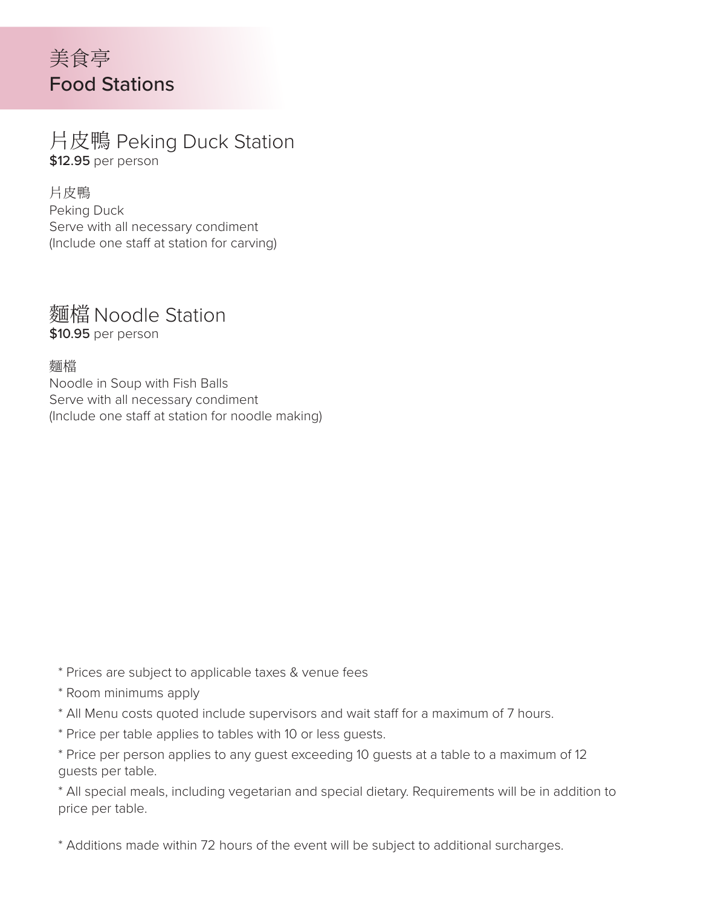# 美食亭
# Food Stations

## 片皮鴨 Peking Duck Station

**$12.95** per person

片皮鴨
Peking Duck
Serve with all necessary condiment
(Include one staff at station for carving)

## 麵檔 Noodle Station

**$10.95** per person

麵檔
Noodle in Soup with Fish Balls
Serve with all necessary condiment
(Include one staff at station for noodle making)

\* Prices are subject to applicable taxes & venue fees

\* Room minimums apply

\* All Menu costs quoted include supervisors and wait staff for a maximum of 7 hours.

\* Price per table applies to tables with 10 or less guests.

\* Price per person applies to any guest exceeding 10 guests at a table to a maximum of 12 guests per table.

\* All special meals, including vegetarian and special dietary. Requirements will be in addition to price per table.

\* Additions made within 72 hours of the event will be subject to additional surcharges.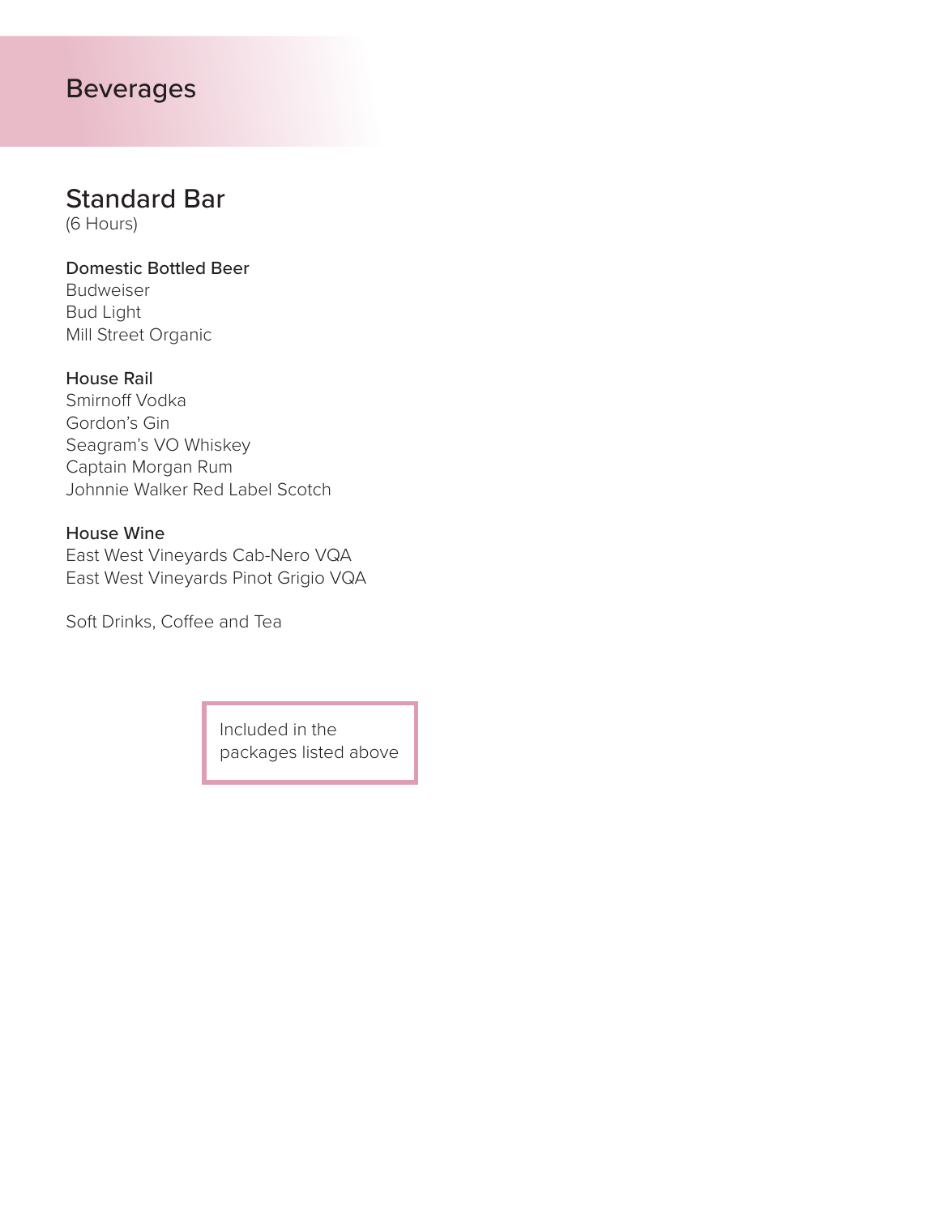# Beverages

## Standard Bar

(6 Hours)

### Domestic Bottled Beer

Budweiser
Bud Light
Mill Street Organic

### House Rail

Smirnoff Vodka
Gordon's Gin
Seagram's VO Whiskey
Captain Morgan Rum
Johnnie Walker Red Label Scotch

### House Wine

East West Vineyards Cab-Nero VQA
East West Vineyards Pinot Grigio VQA

Soft Drinks, Coffee and Tea

Included in the packages listed above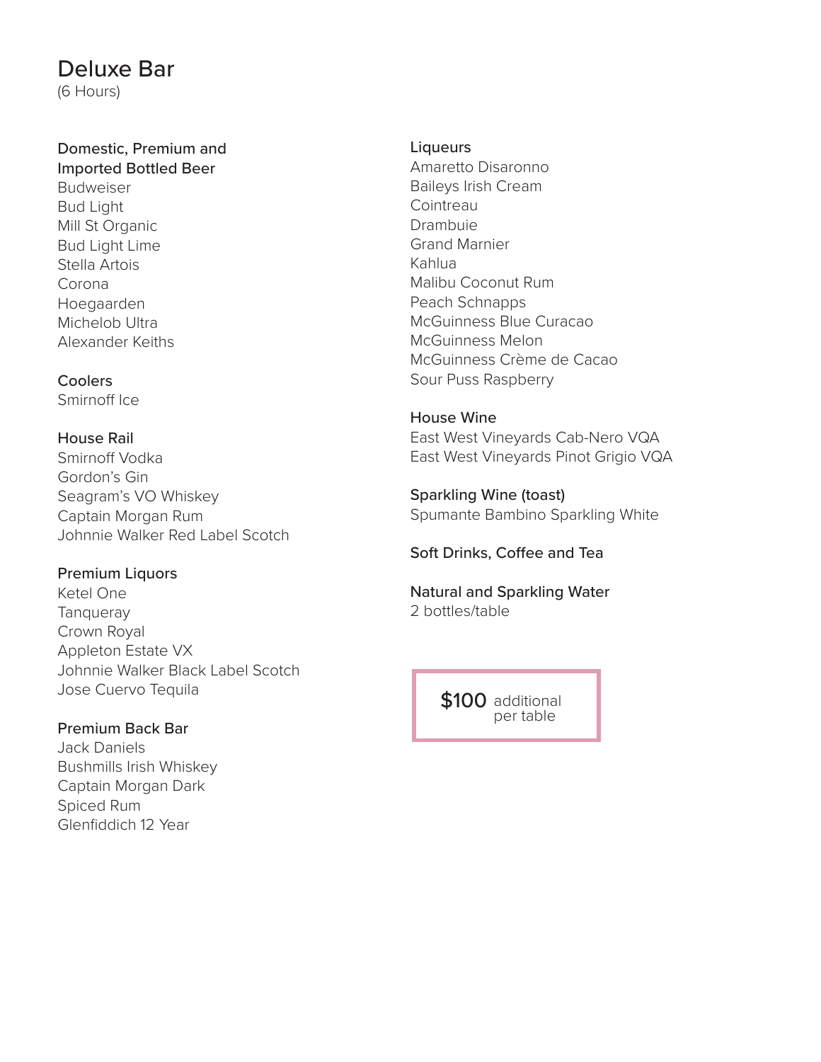# Deluxe Bar

(6 Hours)

### Domestic, Premium and Imported Bottled Beer

Budweiser
Bud Light
Mill St Organic
Bud Light Lime
Stella Artois
Corona
Hoegaarden
Michelob Ultra
Alexander Keiths

### Coolers

Smirnoff Ice

### House Rail

Smirnoff Vodka
Gordon's Gin
Seagram's VO Whiskey
Captain Morgan Rum
Johnnie Walker Red Label Scotch

### Premium Liquors

Ketel One
Tanqueray
Crown Royal
Appleton Estate VX
Johnnie Walker Black Label Scotch
Jose Cuervo Tequila

### Premium Back Bar

Jack Daniels
Bushmills Irish Whiskey
Captain Morgan Dark
Spiced Rum
Glenfiddich 12 Year

### Liqueurs

Amaretto Disaronno
Baileys Irish Cream
Cointreau
Drambuie
Grand Marnier
Kahlua
Malibu Coconut Rum
Peach Schnapps
McGuinness Blue Curacao
McGuinness Melon
McGuinness Crème de Cacao
Sour Puss Raspberry

### House Wine

East West Vineyards Cab-Nero VQA
East West Vineyards Pinot Grigio VQA

### Sparkling Wine (toast)

Spumante Bambino Sparkling White

### Soft Drinks, Coffee and Tea

### Natural and Sparkling Water

2 bottles/table

**$100** additional per table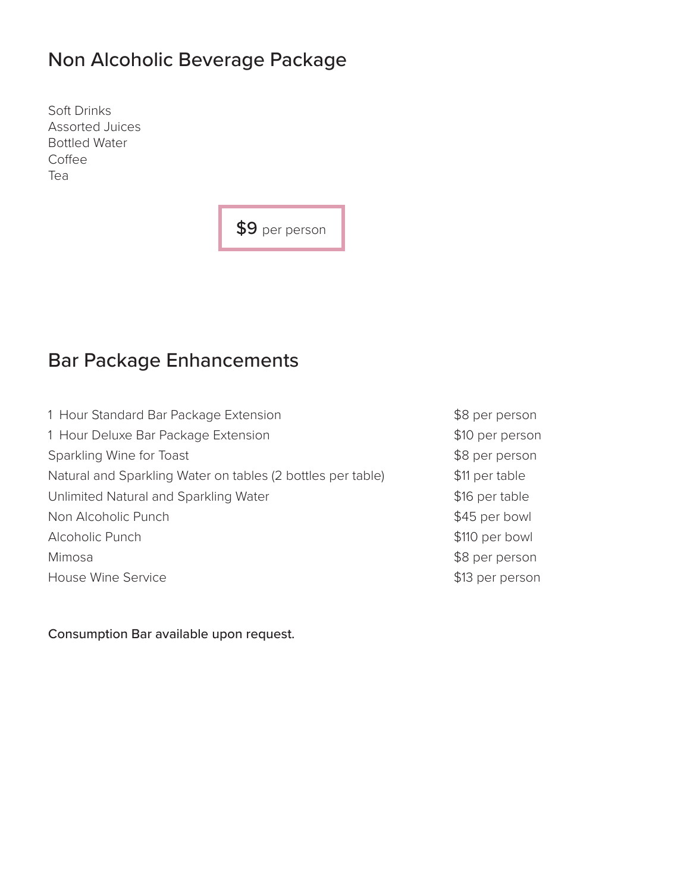## Non Alcoholic Beverage Package

Soft Drinks
Assorted Juices
Bottled Water
Coffee
Tea

**$9** per person

## Bar Package Enhancements

| | |
|---|---|
| 1 Hour Standard Bar Package Extension | $8 per person |
| 1 Hour Deluxe Bar Package Extension | $10 per person |
| Sparkling Wine for Toast | $8 per person |
| Natural and Sparkling Water on tables (2 bottles per table) | $11 per table |
| Unlimited Natural and Sparkling Water | $16 per table |
| Non Alcoholic Punch | $45 per bowl |
| Alcoholic Punch | $110 per bowl |
| Mimosa | $8 per person |
| House Wine Service | $13 per person |

Consumption Bar available upon request.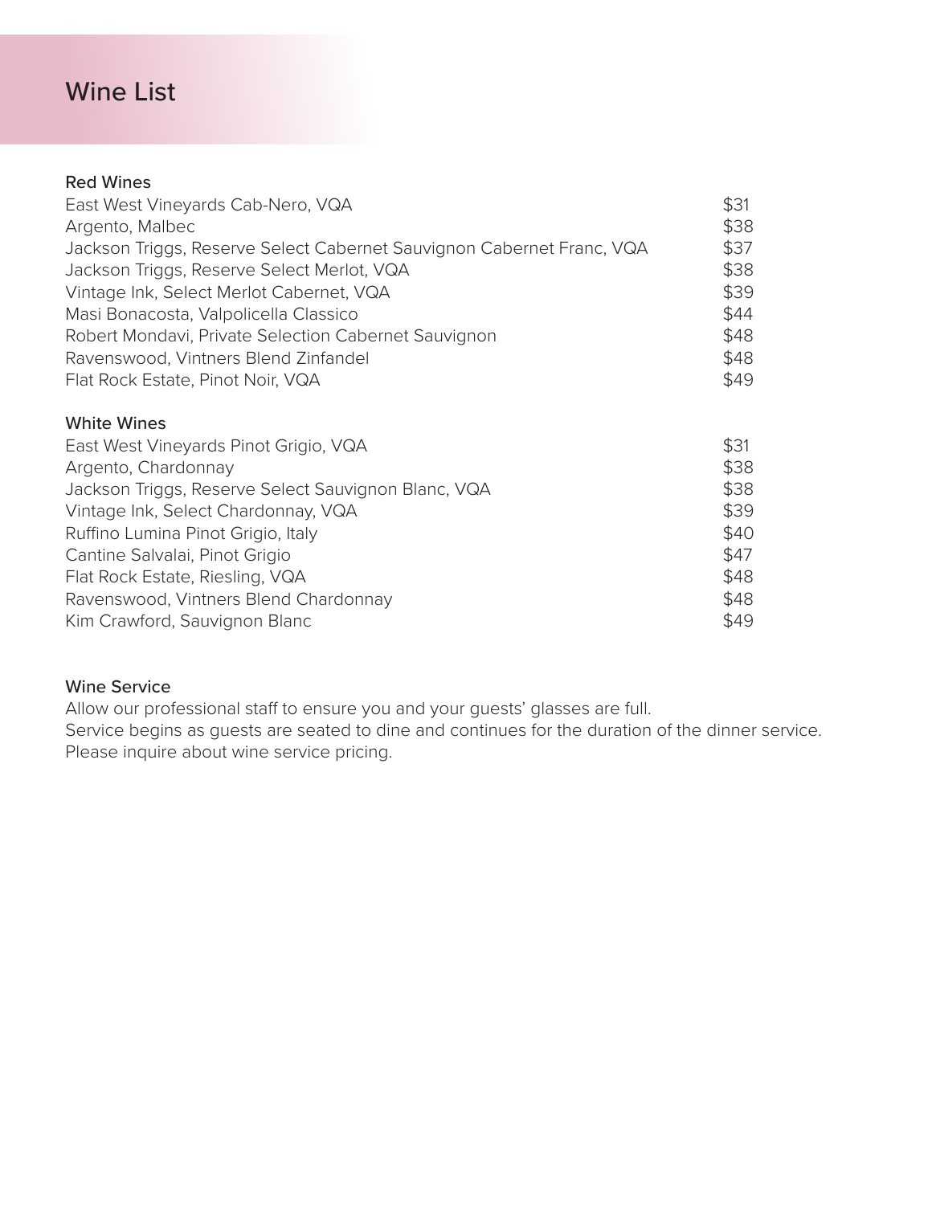# Wine List

## Red Wines

| | |
|---|---|
| East West Vineyards Cab-Nero, VQA | $31 |
| Argento, Malbec | $38 |
| Jackson Triggs, Reserve Select Cabernet Sauvignon Cabernet Franc, VQA | $37 |
| Jackson Triggs, Reserve Select Merlot, VQA | $38 |
| Vintage Ink, Select Merlot Cabernet, VQA | $39 |
| Masi Bonacosta, Valpolicella Classico | $44 |
| Robert Mondavi, Private Selection Cabernet Sauvignon | $48 |
| Ravenswood, Vintners Blend Zinfandel | $48 |
| Flat Rock Estate, Pinot Noir, VQA | $49 |

## White Wines

| | |
|---|---|
| East West Vineyards Pinot Grigio, VQA | $31 |
| Argento, Chardonnay | $38 |
| Jackson Triggs, Reserve Select Sauvignon Blanc, VQA | $38 |
| Vintage Ink, Select Chardonnay, VQA | $39 |
| Ruffino Lumina Pinot Grigio, Italy | $40 |
| Cantine Salvalai, Pinot Grigio | $47 |
| Flat Rock Estate, Riesling, VQA | $48 |
| Ravenswood, Vintners Blend Chardonnay | $48 |
| Kim Crawford, Sauvignon Blanc | $49 |

## Wine Service

Allow our professional staff to ensure you and your guests' glasses are full.
Service begins as guests are seated to dine and continues for the duration of the dinner service.
Please inquire about wine service pricing.